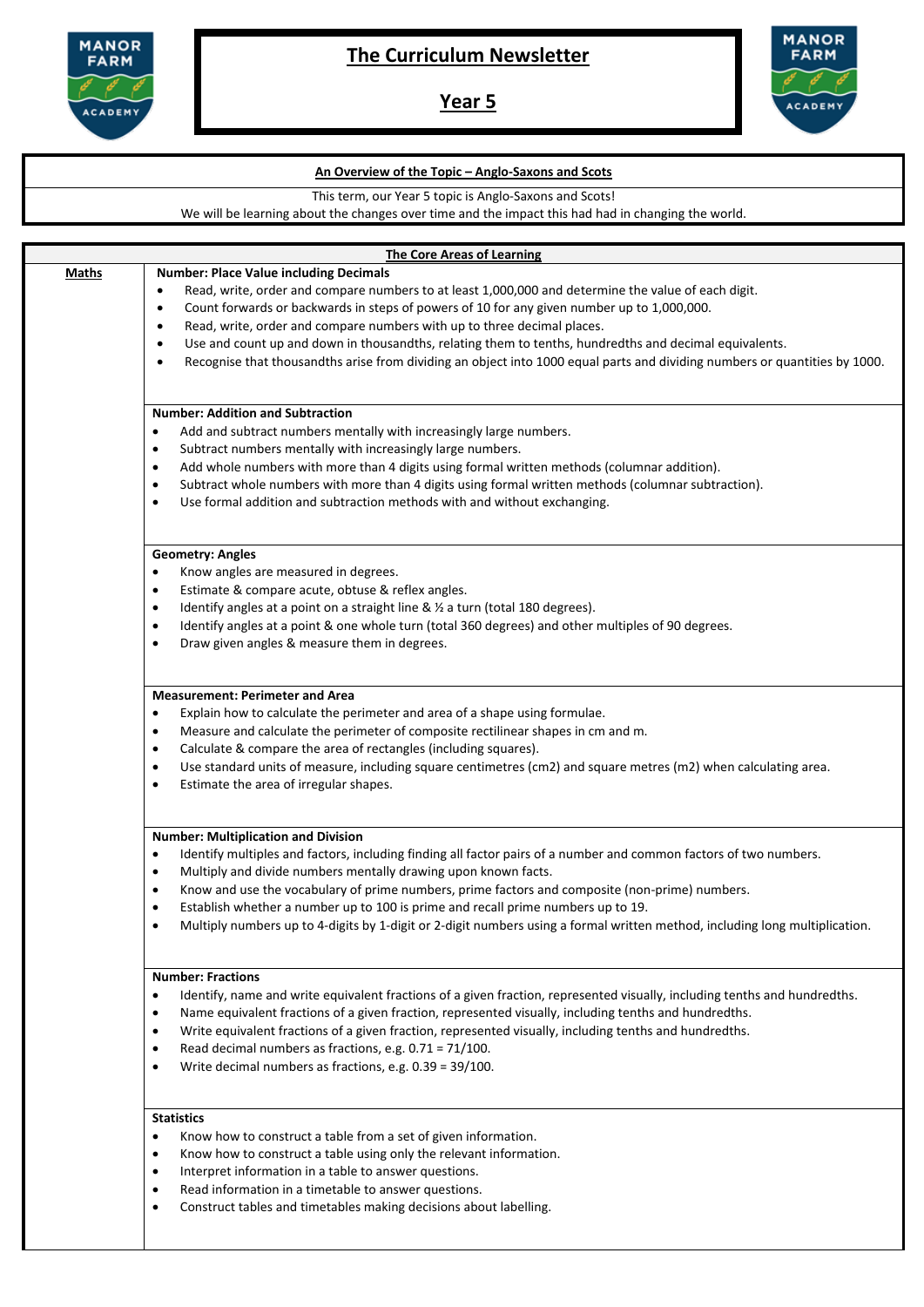# The Curriculum Newsletter

## Year 5

### An Overview of the Topic – Anglo-Saxons and Scots

This term, our Year 5 topic is Anglo-Saxons and Scots!
We will be learning about the changes over time and the impact this had had in changing the world.

### The Core Areas of Learning

#### Maths

**Number: Place Value including Decimals**

- Read, write, order and compare numbers to at least 1,000,000 and determine the value of each digit.
- Count forwards or backwards in steps of powers of 10 for any given number up to 1,000,000.
- Read, write, order and compare numbers with up to three decimal places.
- Use and count up and down in thousandths, relating them to tenths, hundredths and decimal equivalents.
- Recognise that thousandths arise from dividing an object into 1000 equal parts and dividing numbers or quantities by 1000.

**Number: Addition and Subtraction**

- Add and subtract numbers mentally with increasingly large numbers.
- Subtract numbers mentally with increasingly large numbers.
- Add whole numbers with more than 4 digits using formal written methods (columnar addition).
- Subtract whole numbers with more than 4 digits using formal written methods (columnar subtraction).
- Use formal addition and subtraction methods with and without exchanging.

**Geometry: Angles**

- Know angles are measured in degrees.
- Estimate & compare acute, obtuse & reflex angles.
- Identify angles at a point on a straight line & ½ a turn (total 180 degrees).
- Identify angles at a point & one whole turn (total 360 degrees) and other multiples of 90 degrees.
- Draw given angles & measure them in degrees.

**Measurement: Perimeter and Area**

- Explain how to calculate the perimeter and area of a shape using formulae.
- Measure and calculate the perimeter of composite rectilinear shapes in cm and m.
- Calculate & compare the area of rectangles (including squares).
- Use standard units of measure, including square centimetres (cm2) and square metres (m2) when calculating area.
- Estimate the area of irregular shapes.

**Number: Multiplication and Division**

- Identify multiples and factors, including finding all factor pairs of a number and common factors of two numbers.
- Multiply and divide numbers mentally drawing upon known facts.
- Know and use the vocabulary of prime numbers, prime factors and composite (non-prime) numbers.
- Establish whether a number up to 100 is prime and recall prime numbers up to 19.
- Multiply numbers up to 4-digits by 1-digit or 2-digit numbers using a formal written method, including long multiplication.

**Number: Fractions**

- Identify, name and write equivalent fractions of a given fraction, represented visually, including tenths and hundredths.
- Name equivalent fractions of a given fraction, represented visually, including tenths and hundredths.
- Write equivalent fractions of a given fraction, represented visually, including tenths and hundredths.
- Read decimal numbers as fractions, e.g. 0.71 = 71/100.
- Write decimal numbers as fractions, e.g. 0.39 = 39/100.

**Statistics**

- Know how to construct a table from a set of given information.
- Know how to construct a table using only the relevant information.
- Interpret information in a table to answer questions.
- Read information in a timetable to answer questions.
- Construct tables and timetables making decisions about labelling.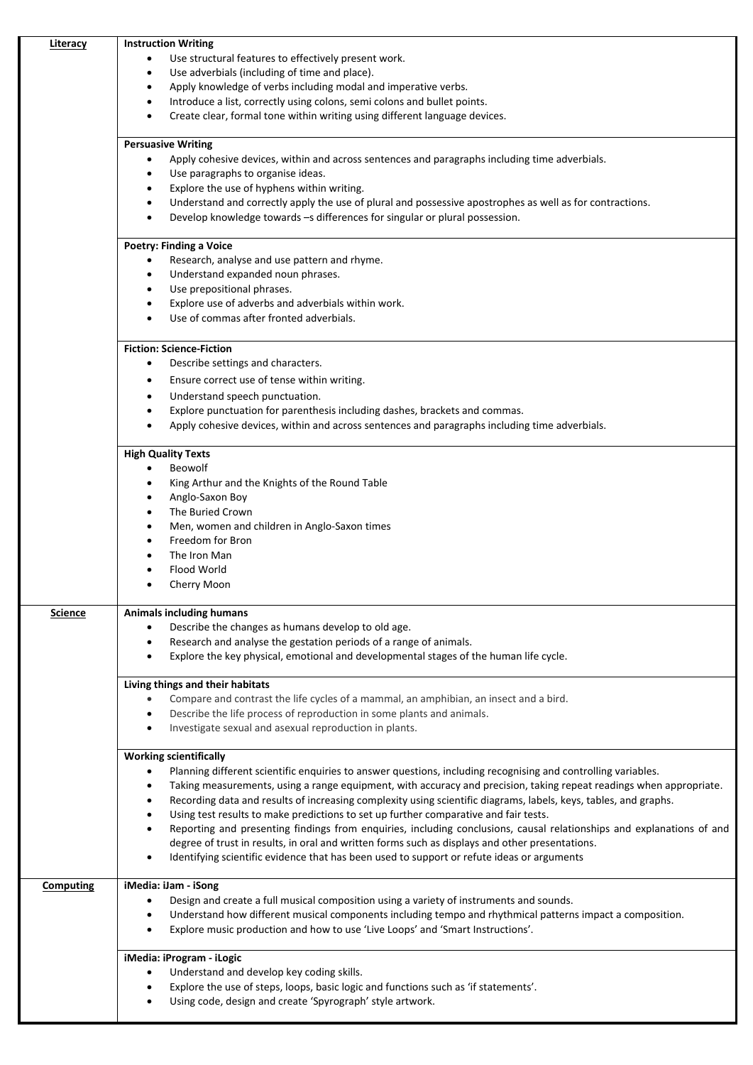| | |
|---|---|
| **Literacy** | **Instruction Writing**<br>• Use structural features to effectively present work.<br>• Use adverbials (including of time and place).<br>• Apply knowledge of verbs including modal and imperative verbs.<br>• Introduce a list, correctly using colons, semi colons and bullet points.<br>• Create clear, formal tone within writing using different language devices. |
| | **Persuasive Writing**<br>• Apply cohesive devices, within and across sentences and paragraphs including time adverbials.<br>• Use paragraphs to organise ideas.<br>• Explore the use of hyphens within writing.<br>• Understand and correctly apply the use of plural and possessive apostrophes as well as for contractions.<br>• Develop knowledge towards –s differences for singular or plural possession. |
| | **Poetry: Finding a Voice**<br>• Research, analyse and use pattern and rhyme.<br>• Understand expanded noun phrases.<br>• Use prepositional phrases.<br>• Explore use of adverbs and adverbials within work.<br>• Use of commas after fronted adverbials. |
| | **Fiction: Science-Fiction**<br>• Describe settings and characters.<br>• Ensure correct use of tense within writing.<br>• Understand speech punctuation.<br>• Explore punctuation for parenthesis including dashes, brackets and commas.<br>• Apply cohesive devices, within and across sentences and paragraphs including time adverbials. |
| | **High Quality Texts**<br>• Beowolf<br>• King Arthur and the Knights of the Round Table<br>• Anglo-Saxon Boy<br>• The Buried Crown<br>• Men, women and children in Anglo-Saxon times<br>• Freedom for Bron<br>• The Iron Man<br>• Flood World<br>• Cherry Moon |
| **Science** | **Animals including humans**<br>• Describe the changes as humans develop to old age.<br>• Research and analyse the gestation periods of a range of animals.<br>• Explore the key physical, emotional and developmental stages of the human life cycle. |
| | **Living things and their habitats**<br>• Compare and contrast the life cycles of a mammal, an amphibian, an insect and a bird.<br>• Describe the life process of reproduction in some plants and animals.<br>• Investigate sexual and asexual reproduction in plants. |
| | **Working scientifically**<br>• Planning different scientific enquiries to answer questions, including recognising and controlling variables.<br>• Taking measurements, using a range equipment, with accuracy and precision, taking repeat readings when appropriate.<br>• Recording data and results of increasing complexity using scientific diagrams, labels, keys, tables, and graphs.<br>• Using test results to make predictions to set up further comparative and fair tests.<br>• Reporting and presenting findings from enquiries, including conclusions, causal relationships and explanations of and degree of trust in results, in oral and written forms such as displays and other presentations.<br>• Identifying scientific evidence that has been used to support or refute ideas or arguments |
| **Computing** | **iMedia: iJam - iSong**<br>• Design and create a full musical composition using a variety of instruments and sounds.<br>• Understand how different musical components including tempo and rhythmical patterns impact a composition.<br>• Explore music production and how to use 'Live Loops' and 'Smart Instructions'. |
| | **iMedia: iProgram - iLogic**<br>• Understand and develop key coding skills.<br>• Explore the use of steps, loops, basic logic and functions such as 'if statements'.<br>• Using code, design and create 'Spyrograph' style artwork. |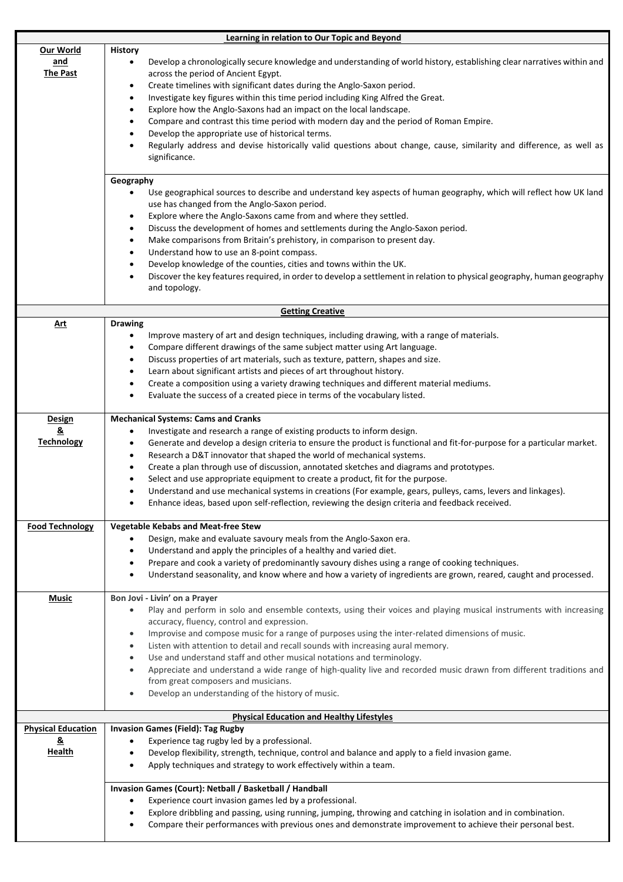| Learning in relation to Our Topic and Beyond | |
|---|---|
| **Our World and The Past** | **History**<br>• Develop a chronologically secure knowledge and understanding of world history, establishing clear narratives within and across the period of Ancient Egypt.<br>• Create timelines with significant dates during the Anglo-Saxon period.<br>• Investigate key figures within this time period including King Alfred the Great.<br>• Explore how the Anglo-Saxons had an impact on the local landscape.<br>• Compare and contrast this time period with modern day and the period of Roman Empire.<br>• Develop the appropriate use of historical terms.<br>• Regularly address and devise historically valid questions about change, cause, similarity and difference, as well as significance. |
| | **Geography**<br>• Use geographical sources to describe and understand key aspects of human geography, which will reflect how UK land use has changed from the Anglo-Saxon period.<br>• Explore where the Anglo-Saxons came from and where they settled.<br>• Discuss the development of homes and settlements during the Anglo-Saxon period.<br>• Make comparisons from Britain's prehistory, in comparison to present day.<br>• Understand how to use an 8-point compass.<br>• Develop knowledge of the counties, cities and towns within the UK.<br>• Discover the key features required, in order to develop a settlement in relation to physical geography, human geography and topology. |
| **Getting Creative** | |
| **Art** | **Drawing**<br>• Improve mastery of art and design techniques, including drawing, with a range of materials.<br>• Compare different drawings of the same subject matter using Art language.<br>• Discuss properties of art materials, such as texture, pattern, shapes and size.<br>• Learn about significant artists and pieces of art throughout history.<br>• Create a composition using a variety drawing techniques and different material mediums.<br>• Evaluate the success of a created piece in terms of the vocabulary listed. |
| **Design & Technology** | **Mechanical Systems: Cams and Cranks**<br>• Investigate and research a range of existing products to inform design.<br>• Generate and develop a design criteria to ensure the product is functional and fit-for-purpose for a particular market.<br>• Research a D&T innovator that shaped the world of mechanical systems.<br>• Create a plan through use of discussion, annotated sketches and diagrams and prototypes.<br>• Select and use appropriate equipment to create a product, fit for the purpose.<br>• Understand and use mechanical systems in creations (For example, gears, pulleys, cams, levers and linkages).<br>• Enhance ideas, based upon self-reflection, reviewing the design criteria and feedback received. |
| **Food Technology** | **Vegetable Kebabs and Meat-free Stew**<br>• Design, make and evaluate savoury meals from the Anglo-Saxon era.<br>• Understand and apply the principles of a healthy and varied diet.<br>• Prepare and cook a variety of predominantly savoury dishes using a range of cooking techniques.<br>• Understand seasonality, and know where and how a variety of ingredients are grown, reared, caught and processed. |
| **Music** | **Bon Jovi - Livin' on a Prayer**<br>• Play and perform in solo and ensemble contexts, using their voices and playing musical instruments with increasing accuracy, fluency, control and expression.<br>• Improvise and compose music for a range of purposes using the inter-related dimensions of music.<br>• Listen with attention to detail and recall sounds with increasing aural memory.<br>• Use and understand staff and other musical notations and terminology.<br>• Appreciate and understand a wide range of high-quality live and recorded music drawn from different traditions and from great composers and musicians.<br>• Develop an understanding of the history of music. |
| **Physical Education and Healthy Lifestyles** | |
| **Physical Education & Health** | **Invasion Games (Field): Tag Rugby**<br>• Experience tag rugby led by a professional.<br>• Develop flexibility, strength, technique, control and balance and apply to a field invasion game.<br>• Apply techniques and strategy to work effectively within a team. |
| | **Invasion Games (Court): Netball / Basketball / Handball**<br>• Experience court invasion games led by a professional.<br>• Explore dribbling and passing, using running, jumping, throwing and catching in isolation and in combination.<br>• Compare their performances with previous ones and demonstrate improvement to achieve their personal best. |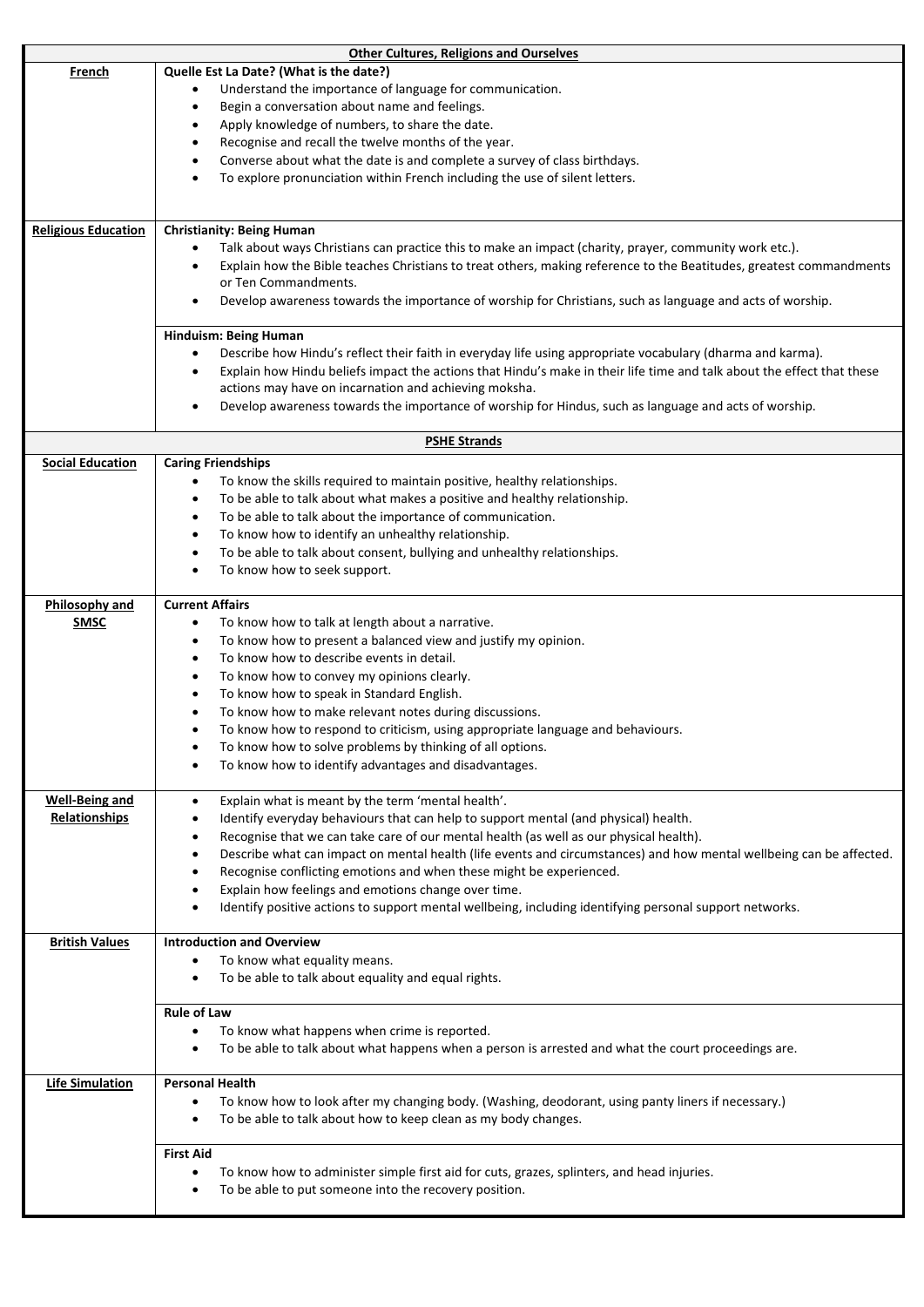| Other Cultures, Religions and Ourselves | |
|---|---|
| **French** | **Quelle Est La Date? (What is the date?)**<br>• Understand the importance of language for communication.<br>• Begin a conversation about name and feelings.<br>• Apply knowledge of numbers, to share the date.<br>• Recognise and recall the twelve months of the year.<br>• Converse about what the date is and complete a survey of class birthdays.<br>• To explore pronunciation within French including the use of silent letters. |
| **Religious Education** | **Christianity: Being Human**<br>• Talk about ways Christians can practice this to make an impact (charity, prayer, community work etc.).<br>• Explain how the Bible teaches Christians to treat others, making reference to the Beatitudes, greatest commandments or Ten Commandments.<br>• Develop awareness towards the importance of worship for Christians, such as language and acts of worship.<br><br>**Hinduism: Being Human**<br>• Describe how Hindu's reflect their faith in everyday life using appropriate vocabulary (dharma and karma).<br>• Explain how Hindu beliefs impact the actions that Hindu's make in their life time and talk about the effect that these actions may have on incarnation and achieving moksha.<br>• Develop awareness towards the importance of worship for Hindus, such as language and acts of worship. |
| **PSHE Strands** | |
| **Social Education** | **Caring Friendships**<br>• To know the skills required to maintain positive, healthy relationships.<br>• To be able to talk about what makes a positive and healthy relationship.<br>• To be able to talk about the importance of communication.<br>• To know how to identify an unhealthy relationship.<br>• To be able to talk about consent, bullying and unhealthy relationships.<br>• To know how to seek support. |
| **Philosophy and SMSC** | **Current Affairs**<br>• To know how to talk at length about a narrative.<br>• To know how to present a balanced view and justify my opinion.<br>• To know how to describe events in detail.<br>• To know how to convey my opinions clearly.<br>• To know how to speak in Standard English.<br>• To know how to make relevant notes during discussions.<br>• To know how to respond to criticism, using appropriate language and behaviours.<br>• To know how to solve problems by thinking of all options.<br>• To know how to identify advantages and disadvantages. |
| **Well-Being and Relationships** | • Explain what is meant by the term 'mental health'.<br>• Identify everyday behaviours that can help to support mental (and physical) health.<br>• Recognise that we can take care of our mental health (as well as our physical health).<br>• Describe what can impact on mental health (life events and circumstances) and how mental wellbeing can be affected.<br>• Recognise conflicting emotions and when these might be experienced.<br>• Explain how feelings and emotions change over time.<br>• Identify positive actions to support mental wellbeing, including identifying personal support networks. |
| **British Values** | **Introduction and Overview**<br>• To know what equality means.<br>• To be able to talk about equality and equal rights.<br><br>**Rule of Law**<br>• To know what happens when crime is reported.<br>• To be able to talk about what happens when a person is arrested and what the court proceedings are. |
| **Life Simulation** | **Personal Health**<br>• To know how to look after my changing body. (Washing, deodorant, using panty liners if necessary.)<br>• To be able to talk about how to keep clean as my body changes.<br><br>**First Aid**<br>• To know how to administer simple first aid for cuts, grazes, splinters, and head injuries.<br>• To be able to put someone into the recovery position. |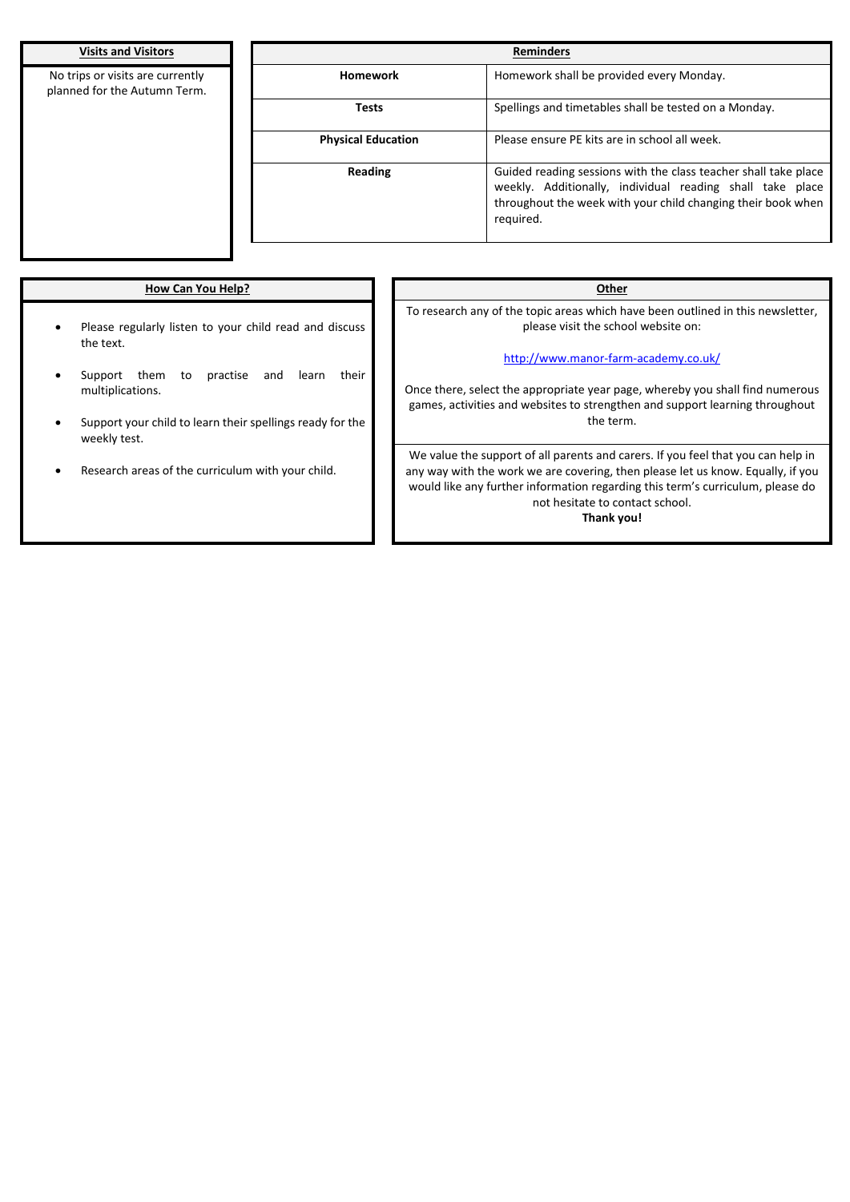## Visits and Visitors

No trips or visits are currently planned for the Autumn Term.

## Reminders

| | |
|---|---|
| **Homework** | Homework shall be provided every Monday. |
| **Tests** | Spellings and timetables shall be tested on a Monday. |
| **Physical Education** | Please ensure PE kits are in school all week. |
| **Reading** | Guided reading sessions with the class teacher shall take place weekly. Additionally, individual reading shall take place throughout the week with your child changing their book when required. |

## How Can You Help?

- Please regularly listen to your child read and discuss the text.
- Support them to practise and learn their multiplications.
- Support your child to learn their spellings ready for the weekly test.
- Research areas of the curriculum with your child.

## Other

To research any of the topic areas which have been outlined in this newsletter, please visit the school website on:

http://www.manor-farm-academy.co.uk/

Once there, select the appropriate year page, whereby you shall find numerous games, activities and websites to strengthen and support learning throughout the term.

We value the support of all parents and carers. If you feel that you can help in any way with the work we are covering, then please let us know. Equally, if you would like any further information regarding this term's curriculum, please do not hesitate to contact school.

**Thank you!**